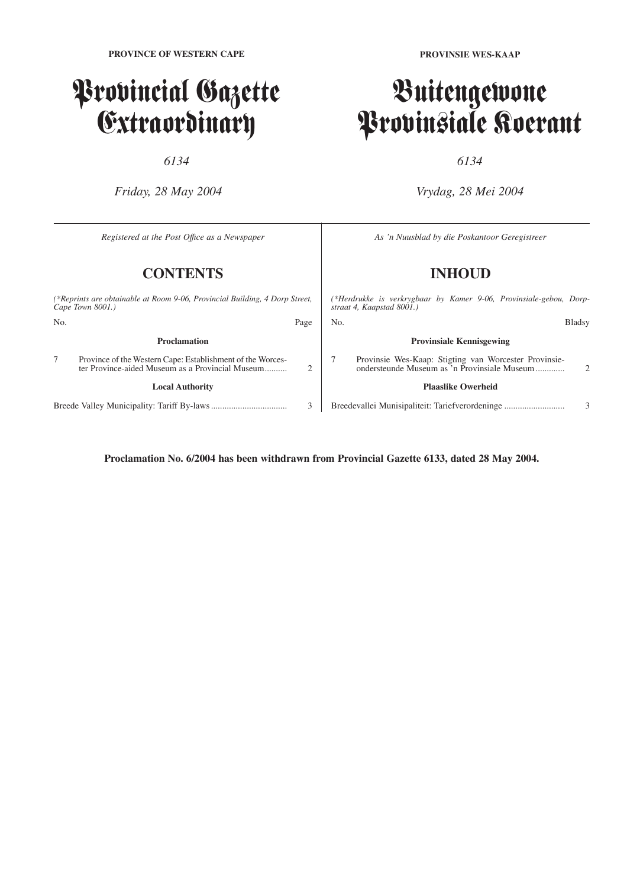**PROVINCE OF WESTERN CAPE**

# Provincial Gazette Extraordinary

*6134*

*Friday, 28 May 2004*

**PROVINSIE WES-KAAP**

# Buitengewone Provinsiale Koerant

*6134*

*Vrydag, 28 Mei 2004*

*Registered at the Post Office as a Newspaper*

## CONTENTS

*(\*Reprints are obtainable at Room 9-06, Provincial Building, 4 Dorp Street, Cape Town 8001.)*

| No. | | Page |
|---|---|---|
| | **Proclamation** | |
| 7 | Province of the Western Cape: Establishment of the Worcester Province-aided Museum as a Provincial Museum.......... | 2 |
| | **Local Authority** | |
| | Breede Valley Municipality: Tariff By-laws................................. | 3 |

*As 'n Nuusblad by die Poskantoor Geregistreer*

## INHOUD

*(\*Herdrukke is verkrygbaar by Kamer 9-06, Provinsiale-gebou, Dorpstraat 4, Kaapstad 8001.)*

| No. | | Bladsy |
|---|---|---|
| | **Provinsiale Kennisgewing** | |
| 7 | Provinsie Wes-Kaap: Stigting van Worcester Provinsieondersteunde Museum as 'n Provinsiale Museum............ | 2 |
| | **Plaaslike Owerheid** | |
| | Breedevallei Munisipaliteit: Tariefverordeninge .......................... | 3 |

**Proclamation No. 6/2004 has been withdrawn from Provincial Gazette 6133, dated 28 May 2004.**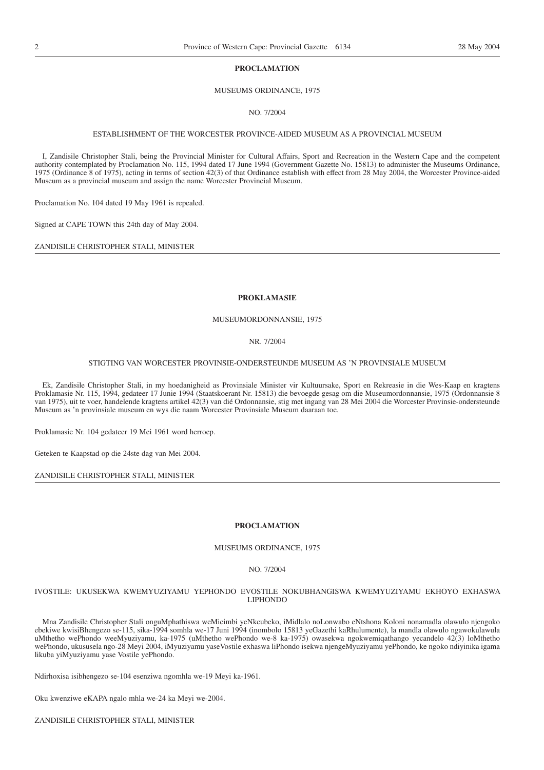**PROCLAMATION**

MUSEUMS ORDINANCE, 1975

NO. 7/2004

ESTABLISHMENT OF THE WORCESTER PROVINCE-AIDED MUSEUM AS A PROVINCIAL MUSEUM

I, Zandisile Christopher Stali, being the Provincial Minister for Cultural Affairs, Sport and Recreation in the Western Cape and the competent authority contemplated by Proclamation No. 115, 1994 dated 17 June 1994 (Government Gazette No. 15813) to administer the Museums Ordinance, 1975 (Ordinance 8 of 1975), acting in terms of section 42(3) of that Ordinance establish with effect from 28 May 2004, the Worcester Province-aided Museum as a provincial museum and assign the name Worcester Provincial Museum.

Proclamation No. 104 dated 19 May 1961 is repealed.

Signed at CAPE TOWN this 24th day of May 2004.

ZANDISILE CHRISTOPHER STALI, MINISTER

---

**PROKLAMASIE**

MUSEUMORDONNANSIE, 1975

NR. 7/2004

STIGTING VAN WORCESTER PROVINSIE-ONDERSTEUNDE MUSEUM AS 'N PROVINSIALE MUSEUM

Ek, Zandisile Christopher Stali, in my hoedanigheid as Provinsiale Minister vir Kultuursake, Sport en Rekreasie in die Wes-Kaap en kragtens Proklamasie Nr. 115, 1994, gedateer 17 Junie 1994 (Staatskoerant Nr. 15813) die bevoegde gesag om die Museumordonnansie, 1975 (Ordonnansie 8 van 1975), uit te voer, handelende kragtens artikel 42(3) van dié Ordonnansie, stig met ingang van 28 Mei 2004 die Worcester Provinsie-ondersteunde Museum as 'n provinsiale museum en wys die naam Worcester Provinsiale Museum daaraan toe.

Proklamasie Nr. 104 gedateer 19 Mei 1961 word herroep.

Geteken te Kaapstad op die 24ste dag van Mei 2004.

ZANDISILE CHRISTOPHER STALI, MINISTER

---

**PROCLAMATION**

MUSEUMS ORDINANCE, 1975

NO. 7/2004

IVOSTILE: UKUSEKWA KWEMYUZIYAMU YEPHONDO EVOSTILE NOKUBHANGISWA KWEMYUZIYAMU EKHOYO EXHASWA LIPHONDO

Mna Zandisile Christopher Stali onguMphathiswa weMicimbi yeNkcubeko, iMidlalo noLonwabo eNtshona Koloni nonamadla olawulo njengoko ebekiwe kwisiBhengezo se-115, sika-1994 somhla we-17 Juni 1994 (inombolo 15813 yeGazethi kaRhulumente), la mandla olawulo ngawokulawula uMthetho wePhondo weeMyuziyamu, ka-1975 (uMthetho wePhondo we-8 ka-1975) owasekwa ngokwemiqathango yecandelo 42(3) loMthetho wePhondo, ukususela ngo-28 Meyi 2004, iMyuziyamu yaseVostile exhaswa liPhondo isekwa njengeMyuziyamu yePhondo, ke ngoko ndiyinika igama likuba yiMyuziyamu yase Vostile yePhondo.

Ndirhoxisa isibhengezo se-104 esenziwa ngomhla we-19 Meyi ka-1961.

Oku kwenziwe eKAPA ngalo mhla we-24 ka Meyi we-2004.

ZANDISILE CHRISTOPHER STALI, MINISTER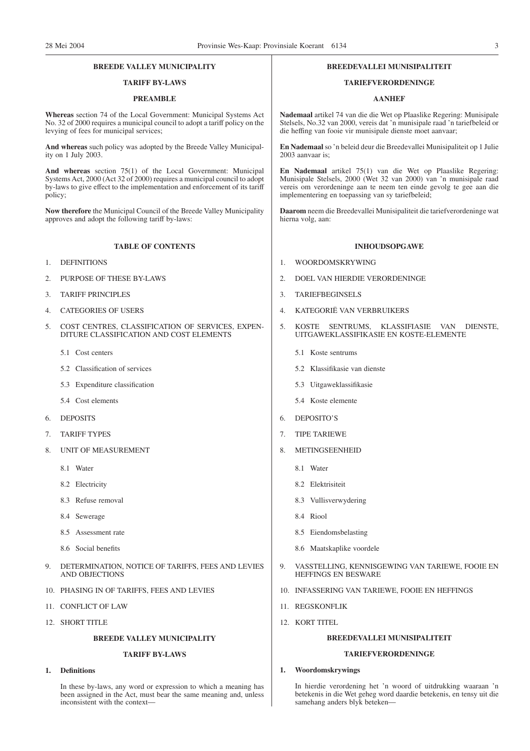## BREEDE VALLEY MUNICIPALITY

## TARIFF BY-LAWS

### PREAMBLE

**Whereas** section 74 of the Local Government: Municipal Systems Act No. 32 of 2000 requires a municipal council to adopt a tariff policy on the levying of fees for municipal services;

**And whereas** such policy was adopted by the Breede Valley Municipality on 1 July 2003.

**And whereas** section 75(1) of the Local Government: Municipal Systems Act, 2000 (Act 32 of 2000) requires a municipal council to adopt by-laws to give effect to the implementation and enforcement of its tariff policy;

**Now therefore** the Municipal Council of the Breede Valley Municipality approves and adopt the following tariff by-laws:

### TABLE OF CONTENTS

1. DEFINITIONS
2. PURPOSE OF THESE BY-LAWS
3. TARIFF PRINCIPLES
4. CATEGORIES OF USERS
5. COST CENTRES, CLASSIFICATION OF SERVICES, EXPENDITURE CLASSIFICATION AND COST ELEMENTS
   - 5.1 Cost centers
   - 5.2 Classification of services
   - 5.3 Expenditure classification
   - 5.4 Cost elements
6. DEPOSITS
7. TARIFF TYPES
8. UNIT OF MEASUREMENT
   - 8.1 Water
   - 8.2 Electricity
   - 8.3 Refuse removal
   - 8.4 Sewerage
   - 8.5 Assessment rate
   - 8.6 Social benefits
9. DETERMINATION, NOTICE OF TARIFFS, FEES AND LEVIES AND OBJECTIONS
10. PHASING IN OF TARIFFS, FEES AND LEVIES
11. CONFLICT OF LAW
12. SHORT TITLE

## BREEDE VALLEY MUNICIPALITY

## TARIFF BY-LAWS

**1. Definitions**

In these by-laws, any word or expression to which a meaning has been assigned in the Act, must bear the same meaning and, unless inconsistent with the context—

## BREEDEVALLEI MUNISIPALITEIT

## TARIEFVERORDENINGE

### AANHEF

**Nademaal** artikel 74 van die die Wet op Plaaslike Regering: Munisipale Stelsels, No.32 van 2000, vereis dat 'n munisipale raad 'n tariefbeleid or die heffing van fooie vir munisipale dienste moet aanvaar;

**En Nademaal** so 'n beleid deur die Breedevallei Munisipaliteit op 1 Julie 2003 aanvaar is;

**En Nademaal** artikel 75(1) van die Wet op Plaaslike Regering: Munisipale Stelsels, 2000 (Wet 32 van 2000) van 'n munisipale raad vereis om verordeninge aan te neem ten einde gevolg te gee aan die implementering en toepassing van sy tariefbeleid;

**Daarom** neem die Breedevallei Munisipaliteit die tariefverordeninge wat hierna volg, aan:

### INHOUDSOPGAWE

1. WOORDOMSKRYWING
2. DOEL VAN HIERDIE VERORDENINGE
3. TARIEFBEGINSELS
4. KATEGORIË VAN VERBRUIKERS
5. KOSTE SENTRUMS, KLASSIFIASIE VAN DIENSTE, UITGAWEKLASSIFIKASIE EN KOSTE-ELEMENTE
   - 5.1 Koste sentrums
   - 5.2 Klassifikasie van dienste
   - 5.3 Uitgaweklassifikasie
   - 5.4 Koste elemente
6. DEPOSITO'S
7. TIPE TARIEWE
8. METINGSEENHEID
   - 8.1 Water
   - 8.2 Elektrisiteit
   - 8.3 Vullisverwydering
   - 8.4 Riool
   - 8.5 Eiendomsbelasting
   - 8.6 Maatskaplike voordele
9. VASSTELLING, KENNISGEWING VAN TARIEWE, FOOIE EN HEFFINGS EN BESWARE
10. INFASSERING VAN TARIEWE, FOOIE EN HEFFINGS
11. REGSKONFLIK
12. KORT TITEL

## BREEDEVALLEI MUNISIPALITEIT

## TARIEFVERORDENINGE

**1. Woordomskrywings**

In hierdie verordening het 'n woord of uitdrukking waaraan 'n betekenis in die Wet geheg word daardie betekenis, en tensy uit die samehang anders blyk beteken—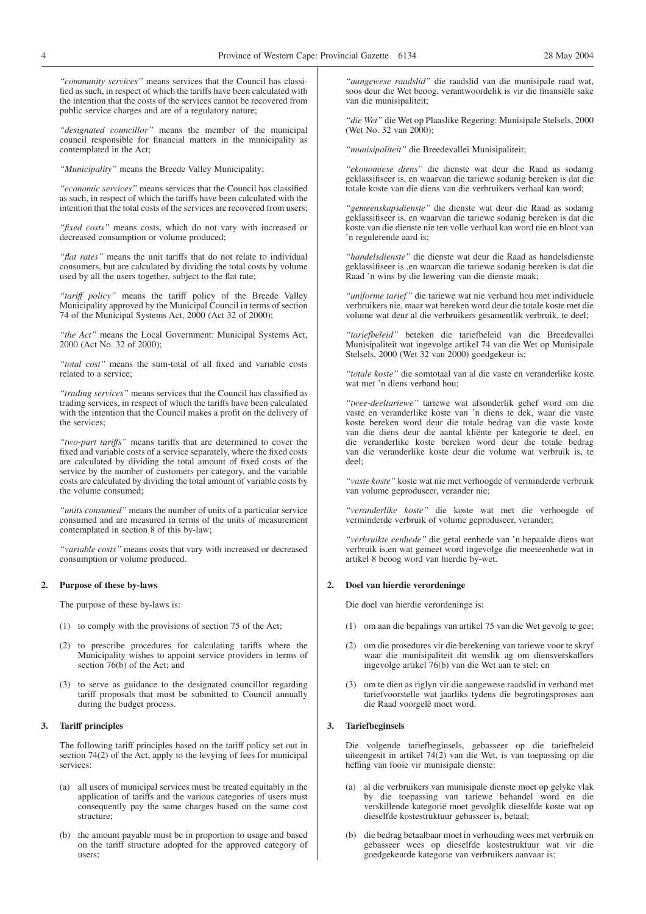*"community services"* means services that the Council has classified as such, in respect of which the tariffs have been calculated with the intention that the costs of the services cannot be recovered from public service charges and are of a regulatory nature;

*"designated councillor"* means the member of the municipal council responsible for financial matters in the municipality as contemplated in the Act;

*"Municipality"* means the Breede Valley Municipality;

*"economic services"* means services that the Council has classified as such, in respect of which the tariffs have been calculated with the intention that the total costs of the services are recovered from users;

*"fixed costs"* means costs, which do not vary with increased or decreased consumption or volume produced;

*"flat rates"* means the unit tariffs that do not relate to individual consumers, but are calculated by dividing the total costs by volume used by all the users together, subject to the flat rate;

*"tariff policy"* means the tariff policy of the Breede Valley Municipality approved by the Municipal Council in terms of section 74 of the Municipal Systems Act, 2000 (Act 32 of 2000);

*"the Act"* means the Local Government: Municipal Systems Act, 2000 (Act No. 32 of 2000);

*"total cost"* means the sum-total of all fixed and variable costs related to a service;

*"trading services"* means services that the Council has classified as trading services, in respect of which the tariffs have been calculated with the intention that the Council makes a profit on the delivery of the services;

*"two-part tariffs"* means tariffs that are determined to cover the fixed and variable costs of a service separately, where the fixed costs are calculated by dividing the total amount of fixed costs of the service by the number of customers per category, and the variable costs are calculated by dividing the total amount of variable costs by the volume consumed;

*"units consumed"* means the number of units of a particular service consumed and are measured in terms of the units of measurement contemplated in section 8 of this by-law;

*"variable costs"* means costs that vary with increased or decreased consumption or volume produced.

**2. Purpose of these by-laws**

The purpose of these by-laws is:

(1) to comply with the provisions of section 75 of the Act;

(2) to prescribe procedures for calculating tariffs where the Municipality wishes to appoint service providers in terms of section 76(b) of the Act; and

(3) to serve as guidance to the designated councillor regarding tariff proposals that must be submitted to Council annually during the budget process.

**3. Tariff principles**

The following tariff principles based on the tariff policy set out in section 74(2) of the Act, apply to the levying of fees for municipal services:

(a) all users of municipal services must be treated equitably in the application of tariffs and the various categories of users must consequently pay the same charges based on the same cost structure;

(b) the amount payable must be in proportion to usage and based on the tariff structure adopted for the approved category of users;

*"aangewese raadslid"* die raadslid van die munisipale raad wat, soos deur die Wet beoog, verantwoordelik is vir die finansiële sake van die munisipaliteit;

*"die Wet"* die Wet op Plaaslike Regering: Munisipale Stelsels, 2000 (Wet No. 32 van 2000);

*"munisipaliteit"* die Breedevallei Munisipaliteit;

*"ekonomiese diens"* die dienste wat deur die Raad as sodanig geklassifiseer is, en waarvan die tariewe sodanig bereken is dat die totale koste van die diens van die verbruikers verhaal kan word;

*"gemeenskapsdienste"* die dienste wat deur die Raad as sodanig geklassifiseer is, en waarvan die tariewe sodanig bereken is dat die koste van die dienste nie ten volle verhaal kan word nie en bloot van 'n regulerende aard is;

*"handelsdienste"* die dienste wat deur die Raad as handelsdienste geklassifiseer is ,en waarvan die tariewe sodanig bereken is dat die Raad 'n wins by die lewering van die dienste maak;

*"uniforme tarief"* die tariewe wat nie verband hou met individuele verbruikers nie, maar wat bereken word deur die totale koste met die volume wat deur al die verbruikers gesamentlik verbruik, te deel;

*"tariefbeleid"* beteken die tariefbeleid van die Breedevallei Munisipaliteit wat ingevolge artikel 74 van die Wet op Munisipale Stelsels, 2000 (Wet 32 van 2000) goedgekeur is;

*"totale koste"* die somtotaal van al die vaste en veranderlike koste wat met 'n diens verband hou;

*"twee-deeltariewe"* tariewe wat afsonderlik gehef word om die vaste en veranderlike koste van 'n diens te dek, waar die vaste koste bereken word deur die totale bedrag van die vaste koste van die diens deur die aantal kliënte per kategorie te deel, en die veranderlike koste bereken word deur die totale bedrag van die veranderlike koste deur die volume wat verbruik is, te deel;

*"vaste koste"* koste wat nie met verhoogde of verminderde verbruik van volume geproduseer, verander nie;

*"veranderlike koste"* die koste wat met die verhoogde of verminderde verbruik of volume geproduseer, verander;

*"verbruikte eenhede"* die getal eenhede van 'n bepaalde diens wat verbruik is,en wat gemeet word ingevolge die meeteenhede wat in artikel 8 beoog word van hierdie by-wet.

**2. Doel van hierdie verordeninge**

Die doel van hierdie verordeninge is:

(1) om aan die bepalings van artikel 75 van die Wet gevolg te gee;

(2) om die prosedures vir die berekening van tariewe voor te skryf waar die munisipaliteit dit wenslik ag om diensverskaffers ingevolge artikel 76(b) van die Wet aan te stel; en

(3) om te dien as riglyn vir die aangewese raadslid in verband met tariefvoorstelle wat jaarliks tydens die begrotingsproses aan die Raad voorgelê moet word.

**3. Tariefbeginsels**

Die volgende tariefbeginsels, gebasseer op die tariefbeleid uiteengesit in artikel 74(2) van die Wet, is van toepassing op die heffing van fooie vir munisipale dienste:

(a) al die verbruikers van munisipale dienste moet op gelyke vlak by die toepassing van tariewe behandel word en die verskillende kategorië moet gevolglik dieselfde koste wat op dieselfde kostestruktuur gebasseer is, betaal;

(b) die bedrag betaalbaar moet in verhouding wees met verbruik en gebasseer wees op dieselfde kostestruktuur wat vir die goedgekeurde kategorie van verbruikers aanvaar is;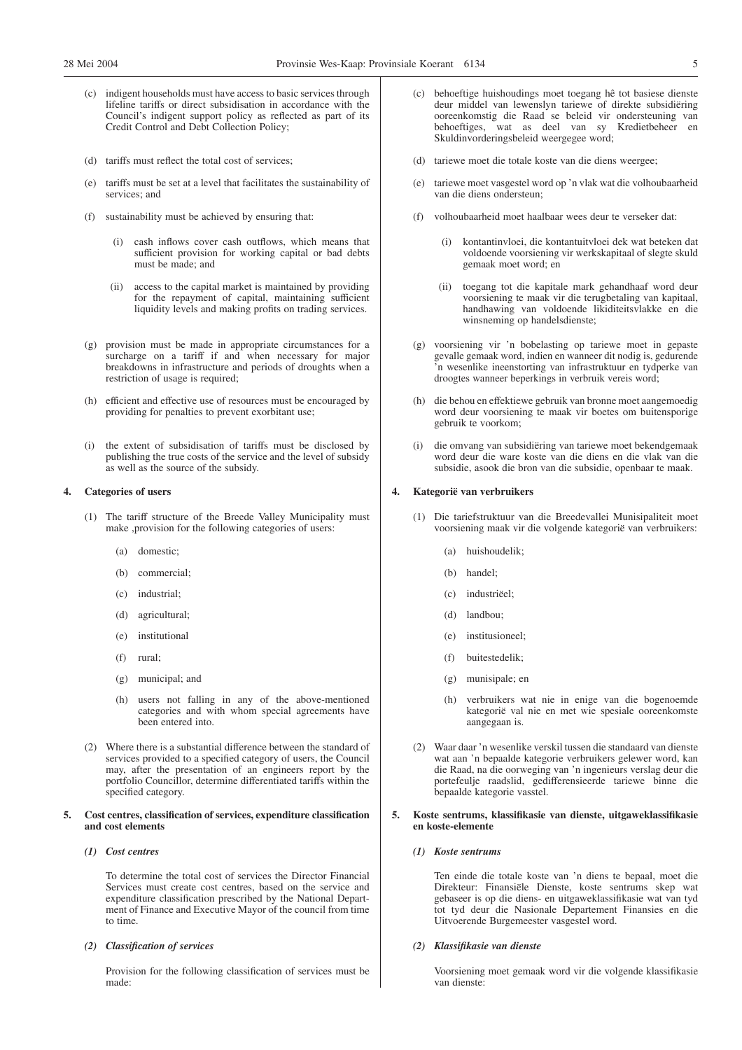(c) indigent households must have access to basic services through lifeline tariffs or direct subsidisation in accordance with the Council's indigent support policy as reflected as part of its Credit Control and Debt Collection Policy;

(d) tariffs must reflect the total cost of services;

(e) tariffs must be set at a level that facilitates the sustainability of services; and

(f) sustainability must be achieved by ensuring that:

(i) cash inflows cover cash outflows, which means that sufficient provision for working capital or bad debts must be made; and

(ii) access to the capital market is maintained by providing for the repayment of capital, maintaining sufficient liquidity levels and making profits on trading services.

(g) provision must be made in appropriate circumstances for a surcharge on a tariff if and when necessary for major breakdowns in infrastructure and periods of droughts when a restriction of usage is required;

(h) efficient and effective use of resources must be encouraged by providing for penalties to prevent exorbitant use;

(i) the extent of subsidisation of tariffs must be disclosed by publishing the true costs of the service and the level of subsidy as well as the source of the subsidy.

**4. Categories of users**

(1) The tariff structure of the Breede Valley Municipality must make ,provision for the following categories of users:

(a) domestic;

(b) commercial;

(c) industrial;

(d) agricultural;

(e) institutional

(f) rural;

(g) municipal; and

(h) users not falling in any of the above-mentioned categories and with whom special agreements have been entered into.

(2) Where there is a substantial difference between the standard of services provided to a specified category of users, the Council may, after the presentation of an engineers report by the portfolio Councillor, determine differentiated tariffs within the specified category.

**5. Cost centres, classification of services, expenditure classification and cost elements**

***(1) Cost centres***

To determine the total cost of services the Director Financial Services must create cost centres, based on the service and expenditure classification prescribed by the National Department of Finance and Executive Mayor of the council from time to time.

***(2) Classification of services***

Provision for the following classification of services must be made:

(c) behoeftige huishoudings moet toegang hê tot basiese dienste deur middel van lewenslyn tariewe of direkte subsidiëring ooreenkomstig die Raad se beleid vir ondersteuning van behoeftiges, wat as deel van sy Kredietbeheer en Skuldinvorderingsbeleid weergegee word;

(d) tariewe moet die totale koste van die diens weergee;

(e) tariewe moet vasgestel word op 'n vlak wat die volhoubaarheid van die diens ondersteun;

(f) volhoubaarheid moet haalbaar wees deur te verseker dat:

(i) kontantinvloei, die kontantuitvloei dek wat beteken dat voldoende voorsiening vir werkskapitaal of slegte skuld gemaak moet word; en

(ii) toegang tot die kapitale mark gehandhaaf word deur voorsiening te maak vir die terugbetaling van kapitaal, handhawing van voldoende likiditeitsvlakke en die winsneming op handelsdienste;

(g) voorsiening vir 'n bobelasting op tariewe moet in gepaste gevalle gemaak word, indien en wanneer dit nodig is, gedurende 'n wesenlike ineenstorting van infrastruktuur en tydperke van droogtes wanneer beperkings in verbruik vereis word;

(h) die behou en effektiewe gebruik van bronne moet aangemoedig word deur voorsiening te maak vir boetes om buitensporige gebruik te voorkom;

(i) die omvang van subsidiëring van tariewe moet bekendgemaak word deur die ware koste van die diens en die vlak van die subsidie, asook die bron van die subsidie, openbaar te maak.

**4. Kategorië van verbruikers**

(1) Die tariefstruktuur van die Breedevallei Munisipaliteit moet voorsiening maak vir die volgende kategorië van verbruikers:

(a) huishoudelik;

(b) handel;

(c) industriëel;

(d) landbou;

(e) institusioneel;

(f) buitestedelik;

(g) munisipale; en

(h) verbruikers wat nie in enige van die bogenoemde kategorië val nie en met wie spesiale ooreenkomste aangegaan is.

(2) Waar daar 'n wesenlike verskil tussen die standaard van dienste wat aan 'n bepaalde kategorie verbruikers gelewer word, kan die Raad, na die oorweging van 'n ingenieurs verslag deur die portefeulje raadslid, gedifferensieerde tariewe binne die bepaalde kategorie vasstel.

**5. Koste sentrums, klassifikasie van dienste, uitgaweklassifikasie en koste-elemente**

***(1) Koste sentrums***

Ten einde die totale koste van 'n diens te bepaal, moet die Direkteur: Finansiële Dienste, koste sentrums skep wat gebaseer is op die diens- en uitgaweklassifikasie wat van tyd tot tyd deur die Nasionale Departement Finansies en die Uitvoerende Burgemeester vasgestel word.

***(2) Klassifikasie van dienste***

Voorsiening moet gemaak word vir die volgende klassifikasie van dienste: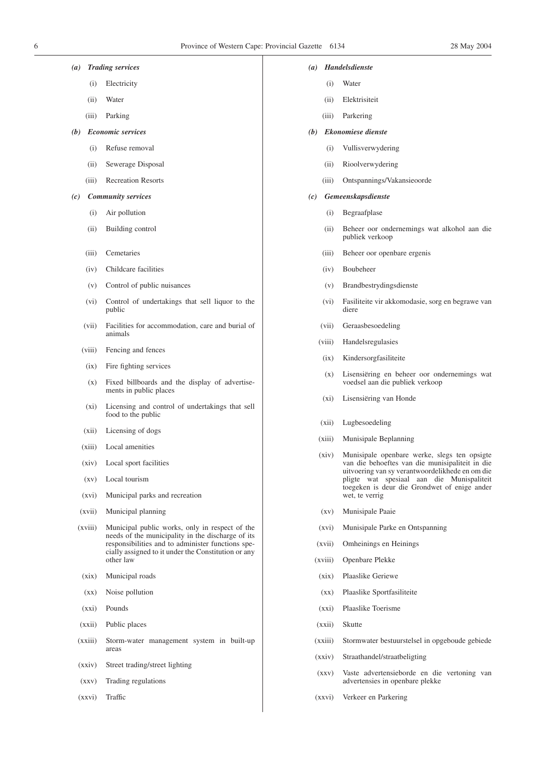*(a)* ***Trading services***

(i) Electricity

(ii) Water

(iii) Parking

*(b)* ***Economic services***

(i) Refuse removal

(ii) Sewerage Disposal

(iii) Recreation Resorts

*(c)* ***Community services***

(i) Air pollution

(ii) Building control

(iii) Cemetaries

(iv) Childcare facilities

(v) Control of public nuisances

(vi) Control of undertakings that sell liquor to the public

(vii) Facilities for accommodation, care and burial of animals

(viii) Fencing and fences

(ix) Fire fighting services

(x) Fixed billboards and the display of advertisements in public places

(xi) Licensing and control of undertakings that sell food to the public

(xii) Licensing of dogs

(xiii) Local amenities

(xiv) Local sport facilities

(xv) Local tourism

(xvi) Municipal parks and recreation

(xvii) Municipal planning

(xviii) Municipal public works, only in respect of the needs of the municipality in the discharge of its responsibilities and to administer functions specially assigned to it under the Constitution or any other law

(xix) Municipal roads

(xx) Noise pollution

(xxi) Pounds

(xxii) Public places

(xxiii) Storm-water management system in built-up areas

(xxiv) Street trading/street lighting

(xxv) Trading regulations

(xxvi) Traffic

*(a)* ***Handelsdienste***

(i) Water

(ii) Elektrisiteit

(iii) Parkering

*(b)* ***Ekonomiese dienste***

(i) Vullisverwydering

(ii) Rioolverwydering

(iii) Ontspannings/Vakansieoorde

*(c)* ***Gemeenskapsdienste***

(i) Begraafplase

(ii) Beheer oor ondernemings wat alkohol aan die publiek verkoop

(iii) Beheer oor openbare ergenis

(iv) Boubeheer

(v) Brandbestrydingsdienste

(vi) Fasiliteite vir akkomodasie, sorg en begrawe van diere

(vii) Geraasbesoedeling

(viii) Handelsregulasies

(ix) Kindersorgfasiliteite

(x) Lisensiëring en beheer oor ondernemings wat voedsel aan die publiek verkoop

(xi) Lisensiëring van Honde

(xii) Lugbesoedeling

(xiii) Munisipale Beplanning

(xiv) Munisipale openbare werke, slegs ten opsigte van die behoeftes van die munisipaliteit in die uitvoering van sy verantwoordelikhede en om die pligte wat spesiaal aan die Munispaliteit toegeken is deur die Grondwet of enige ander wet, te verrig

(xv) Munisipale Paaie

(xvi) Munisipale Parke en Ontspanning

(xvii) Omheinings en Heinings

(xviii) Openbare Plekke

(xix) Plaaslike Geriewe

(xx) Plaaslike Sportfasiliteite

(xxi) Plaaslike Toerisme

(xxii) Skutte

(xxiii) Stormwater bestuurstelsel in opgeboude gebiede

(xxiv) Straathandel/straatbeligting

(xxv) Vaste advertensieborde en die vertoning van advertensies in openbare plekke

(xxvi) Verkeer en Parkering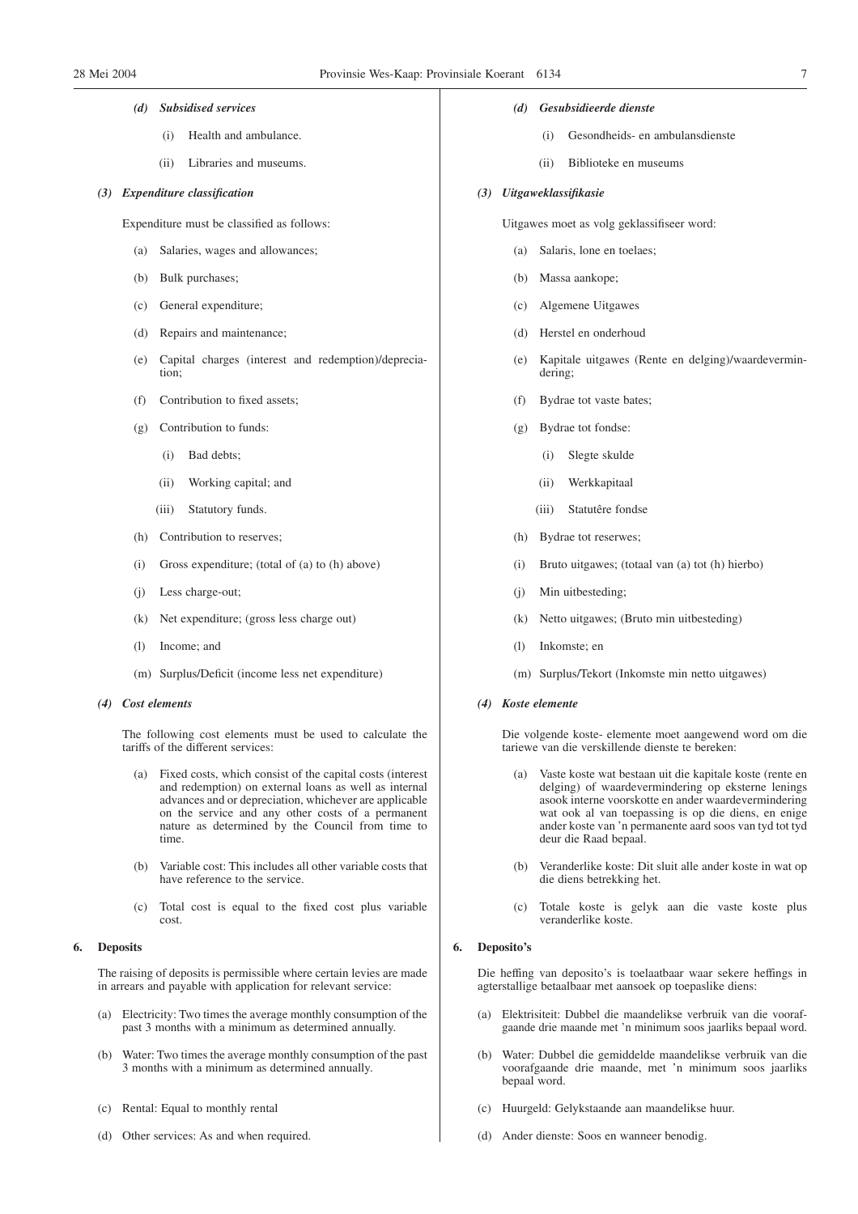*(d) Subsidised services*

(i) Health and ambulance.

(ii) Libraries and museums.

*(3) Expenditure classification*

Expenditure must be classified as follows:

(a) Salaries, wages and allowances;

(b) Bulk purchases;

(c) General expenditure;

(d) Repairs and maintenance;

(e) Capital charges (interest and redemption)/depreciation;

(f) Contribution to fixed assets;

(g) Contribution to funds:

(i) Bad debts;

(ii) Working capital; and

(iii) Statutory funds.

(h) Contribution to reserves;

(i) Gross expenditure; (total of (a) to (h) above)

(j) Less charge-out;

(k) Net expenditure; (gross less charge out)

(l) Income; and

(m) Surplus/Deficit (income less net expenditure)

*(4) Cost elements*

The following cost elements must be used to calculate the tariffs of the different services:

(a) Fixed costs, which consist of the capital costs (interest and redemption) on external loans as well as internal advances and or depreciation, whichever are applicable on the service and any other costs of a permanent nature as determined by the Council from time to time.

(b) Variable cost: This includes all other variable costs that have reference to the service.

(c) Total cost is equal to the fixed cost plus variable cost.

**6. Deposits**

The raising of deposits is permissible where certain levies are made in arrears and payable with application for relevant service:

(a) Electricity: Two times the average monthly consumption of the past 3 months with a minimum as determined annually.

(b) Water: Two times the average monthly consumption of the past 3 months with a minimum as determined annually.

(c) Rental: Equal to monthly rental

(d) Other services: As and when required.

*(d) Gesubsidieerde dienste*

(i) Gesondheids- en ambulansdienste

(ii) Biblioteke en museums

*(3) Uitgaweklassifikasie*

Uitgawes moet as volg geklassifiseer word:

(a) Salaris, lone en toelaes;

(b) Massa aankope;

(c) Algemene Uitgawes

(d) Herstel en onderhoud

(e) Kapitale uitgawes (Rente en delging)/waardevermindering;

(f) Bydrae tot vaste bates;

(g) Bydrae tot fondse:

(i) Slegte skulde

(ii) Werkkapitaal

(iii) Statutêre fondse

(h) Bydrae tot reserwes;

(i) Bruto uitgawes; (totaal van (a) tot (h) hierbo)

(j) Min uitbesteding;

(k) Netto uitgawes; (Bruto min uitbesteding)

(l) Inkomste; en

(m) Surplus/Tekort (Inkomste min netto uitgawes)

*(4) Koste elemente*

Die volgende koste- elemente moet aangewend word om die tariewe van die verskillende dienste te bereken:

(a) Vaste koste wat bestaan uit die kapitale koste (rente en delging) of waardevermindering op eksterne lenings asook interne voorskotte en ander waardevermindering wat ook al van toepassing is op die diens, en enige ander koste van 'n permanente aard soos van tyd tot tyd deur die Raad bepaal.

(b) Veranderlike koste: Dit sluit alle ander koste in wat op die diens betrekking het.

(c) Totale koste is gelyk aan die vaste koste plus veranderlike koste.

**6. Deposito's**

Die heffing van deposito's is toelaatbaar waar sekere heffings in agterstallige betaalbaar met aansoek op toepaslike diens:

(a) Elektrisiteit: Dubbel die maandelikse verbruik van die voorafgaande drie maande met 'n minimum soos jaarliks bepaal word.

(b) Water: Dubbel die gemiddelde maandelikse verbruik van die voorafgaande drie maande, met 'n minimum soos jaarliks bepaal word.

(c) Huurgeld: Gelykstaande aan maandelikse huur.

(d) Ander dienste: Soos en wanneer benodig.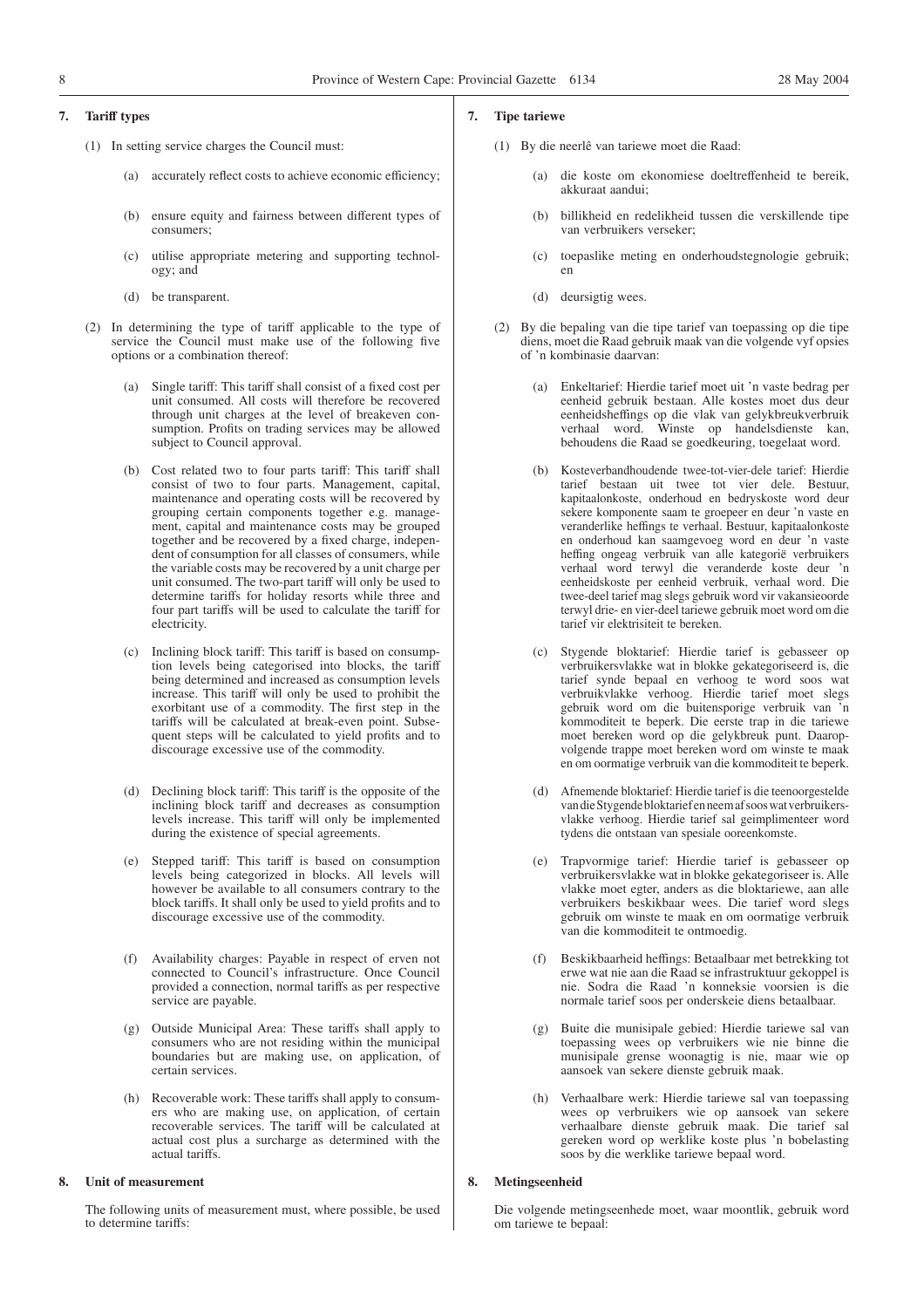## 7. Tariff types

(1) In setting service charges the Council must:

(a) accurately reflect costs to achieve economic efficiency;

(b) ensure equity and fairness between different types of consumers;

(c) utilise appropriate metering and supporting technology; and

(d) be transparent.

(2) In determining the type of tariff applicable to the type of service the Council must make use of the following five options or a combination thereof:

(a) Single tariff: This tariff shall consist of a fixed cost per unit consumed. All costs will therefore be recovered through unit charges at the level of breakeven consumption. Profits on trading services may be allowed subject to Council approval.

(b) Cost related two to four parts tariff: This tariff shall consist of two to four parts. Management, capital, maintenance and operating costs will be recovered by grouping certain components together e.g. management, capital and maintenance costs may be grouped together and be recovered by a fixed charge, independent of consumption for all classes of consumers, while the variable costs may be recovered by a unit charge per unit consumed. The two-part tariff will only be used to determine tariffs for holiday resorts while three and four part tariffs will be used to calculate the tariff for electricity.

(c) Inclining block tariff: This tariff is based on consumption levels being categorised into blocks, the tariff being determined and increased as consumption levels increase. This tariff will only be used to prohibit the exorbitant use of a commodity. The first step in the tariffs will be calculated at break-even point. Subsequent steps will be calculated to yield profits and to discourage excessive use of the commodity.

(d) Declining block tariff: This tariff is the opposite of the inclining block tariff and decreases as consumption levels increase. This tariff will only be implemented during the existence of special agreements.

(e) Stepped tariff: This tariff is based on consumption levels being categorized in blocks. All levels will however be available to all consumers contrary to the block tariffs. It shall only be used to yield profits and to discourage excessive use of the commodity.

(f) Availability charges: Payable in respect of erven not connected to Council's infrastructure. Once Council provided a connection, normal tariffs as per respective service are payable.

(g) Outside Municipal Area: These tariffs shall apply to consumers who are not residing within the municipal boundaries but are making use, on application, of certain services.

(h) Recoverable work: These tariffs shall apply to consumers who are making use, on application, of certain recoverable services. The tariff will be calculated at actual cost plus a surcharge as determined with the actual tariffs.

## 8. Unit of measurement

The following units of measurement must, where possible, be used to determine tariffs:

## 7. Tipe tariewe

(1) By die neerlê van tariewe moet die Raad:

(a) die koste om ekonomiese doeltreffendheid te bereik, akkuraat aandui;

(b) billikheid en redelikheid tussen die verskillende tipe van verbruikers verseker;

(c) toepaslike meting en onderhoudstegnologie gebruik; en

(d) deursigtig wees.

(2) By die bepaling van die tipe tarief van toepassing op die tipe diens, moet die Raad gebruik maak van die volgende vyf opsies of 'n kombinasie daarvan:

(a) Enkeltarief: Hierdie tarief moet uit 'n vaste bedrag per eenheid gebruik bestaan. Alle kostes moet dus deur eenheidsheffings op die vlak van gelykbreukverbruik verhaal word. Winste op handelsdienste kan, behoudens die Raad se goedkeuring, toegelaat word.

(b) Kosteverbandhoudende twee-tot-vier-dele tarief: Hierdie tarief bestaan uit twee tot vier dele. Bestuur, kapitaalonkoste, onderhoud en bedryskoste word deur sekere komponente saam te groepeer en deur 'n vaste en veranderlike heffings te verhaal. Bestuur, kapitaalonkoste en onderhoud kan saamgevoeg word en deur 'n vaste heffing ongeag verbruik van alle kategorië verbruikers verhaal word terwyl die veranderde koste deur 'n eenheidskoste per eenheid verbruik, verhaal word. Die twee-deel tarief mag slegs gebruik word vir vakansieoorde terwyl drie- en vier-deel tariewe gebruik moet word om die tarief vir elektrisiteit te bereken.

(c) Stygende bloktarief: Hierdie tarief is gebaseer op verbruikersvlakke wat in blokke gekategoriseerd is, die tarief synde bepaal en verhoog te word soos wat verbruikvlakke verhoog. Hierdie tarief moet slegs gebruik word om die buitensporige verbruik van 'n kommoditeit te beperk. Die eerste trap in die tariewe moet bereken word op die gelykbreuk punt. Daaropvolgende trappe moet bereken word om winste te maak en om oormatige verbruik van die kommoditeit te beperk.

(d) Afnemende bloktarief: Hierdie tarief is die teenoorgestelde van die Stygende bloktarief en neem af soos wat verbruikersvlakke verhoog. Hierdie tarief sal geimplimenteer word tydens die ontstaan van spesiale ooreenkomste.

(e) Trapvormige tarief: Hierdie tarief is gebaseer op verbruikersvlakke wat in blokke gekategoriseer is. Alle vlakke moet egter, anders as die bloktariewe, aan alle verbruikers beskikbaar wees. Die tarief word slegs gebruik om winste te maak en om oormatige verbruik van die kommoditeit te ontmoedig.

(f) Beskikbaarheid heffings: Betaalbaar met betrekking tot erwe wat nie aan die Raad se infrastruktuur gekoppel is nie. Sodra die Raad 'n konneksie voorsien is die normale tarief soos per onderskeie diens betaalbaar.

(g) Buite die munisipale gebied: Hierdie tariewe sal van toepassing wees op verbruikers wie nie binne die munisipale grense woonagtig is nie, maar wie op aansoek van sekere dienste gebruik maak.

(h) Verhaalbare werk: Hierdie tariewe sal van toepassing wees op verbruikers wie op aansoek van sekere verhaalbare dienste gebruik maak. Die tarief sal gereken word op werklike koste plus 'n bobelasting soos by die werklike tariewe bepaal word.

## 8. Metingseenheid

Die volgende metingseenhede moet, waar moontlik, gebruik word om tariewe te bepaal: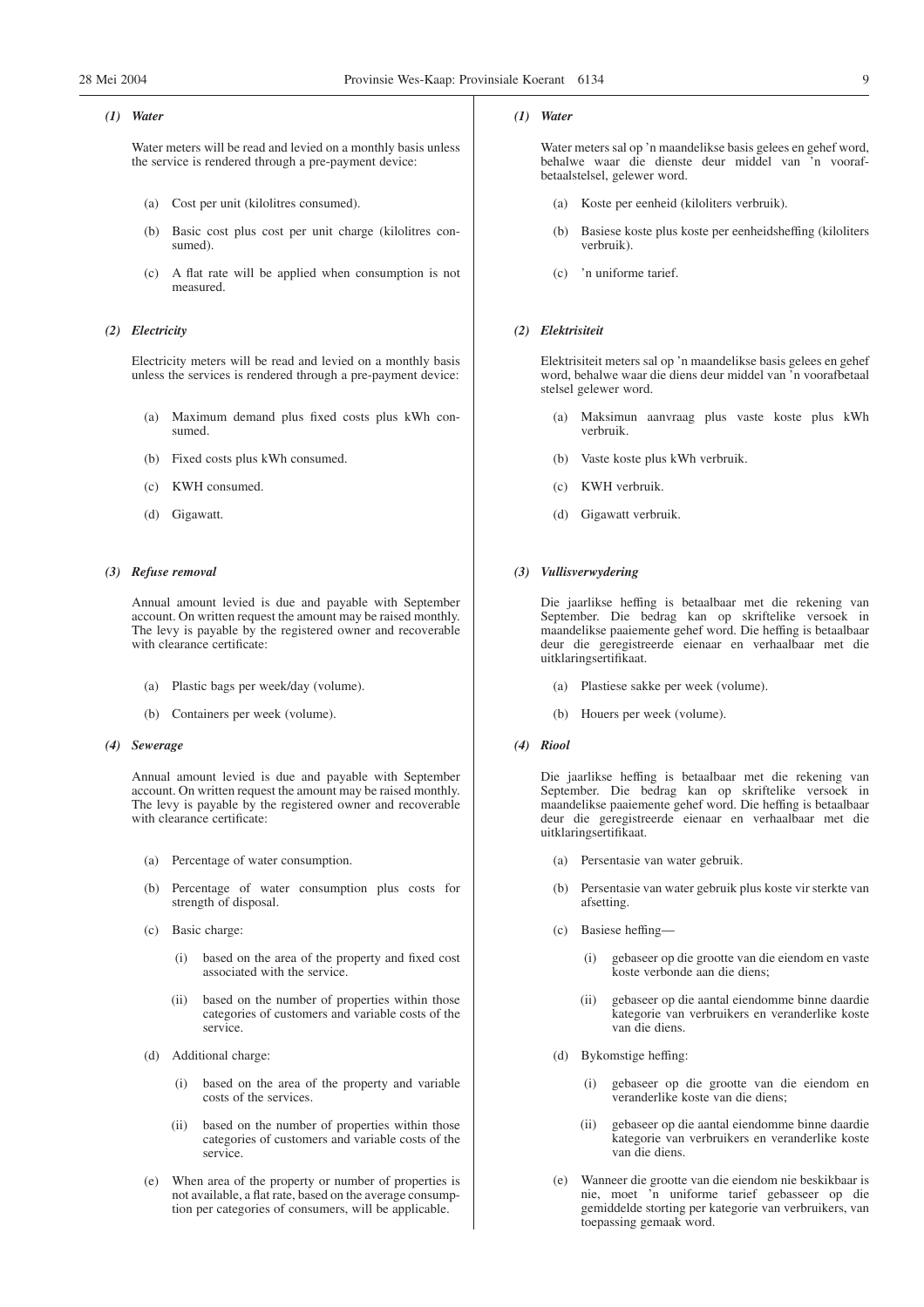*(1) Water*

Water meters will be read and levied on a monthly basis unless the service is rendered through a pre-payment device:

(a) Cost per unit (kilolitres consumed).

(b) Basic cost plus cost per unit charge (kilolitres consumed).

(c) A flat rate will be applied when consumption is not measured.

*(2) Electricity*

Electricity meters will be read and levied on a monthly basis unless the services is rendered through a pre-payment device:

(a) Maximum demand plus fixed costs plus kWh consumed.

(b) Fixed costs plus kWh consumed.

(c) KWH consumed.

(d) Gigawatt.

*(3) Refuse removal*

Annual amount levied is due and payable with September account. On written request the amount may be raised monthly. The levy is payable by the registered owner and recoverable with clearance certificate:

(a) Plastic bags per week/day (volume).

(b) Containers per week (volume).

*(4) Sewerage*

Annual amount levied is due and payable with September account. On written request the amount may be raised monthly. The levy is payable by the registered owner and recoverable with clearance certificate:

(a) Percentage of water consumption.

(b) Percentage of water consumption plus costs for strength of disposal.

(c) Basic charge:

(i) based on the area of the property and fixed cost associated with the service.

(ii) based on the number of properties within those categories of customers and variable costs of the service.

(d) Additional charge:

(i) based on the area of the property and variable costs of the services.

(ii) based on the number of properties within those categories of customers and variable costs of the service.

(e) When area of the property or number of properties is not available, a flat rate, based on the average consumption per categories of consumers, will be applicable.

*(1) Water*

Water meters sal op 'n maandelikse basis gelees en gehef word, behalwe waar die dienste deur middel van 'n voorafbetaalstelsel, gelewer word.

(a) Koste per eenheid (kiloliters verbruik).

(b) Basiese koste plus koste per eenheidsheffing (kiloliters verbruik).

(c) 'n uniforme tarief.

*(2) Elektrisiteit*

Elektrisiteit meters sal op 'n maandelikse basis gelees en gehef word, behalwe waar die diens deur middel van 'n voorafbetaal stelsel gelewer word.

(a) Maksimun aanvraag plus vaste koste plus kWh verbruik.

(b) Vaste koste plus kWh verbruik.

(c) KWH verbruik.

(d) Gigawatt verbruik.

*(3) Vullisverwydering*

Die jaarlikse heffing is betaalbaar met die rekening van September. Die bedrag kan op skriftelike versoek in maandelikse paaiemente gehef word. Die heffing is betaalbaar deur die geregistreerde eienaar en verhaalbaar met die uitklaringsertifikaat.

(a) Plastiese sakke per week (volume).

(b) Houers per week (volume).

*(4) Riool*

Die jaarlikse heffing is betaalbaar met die rekening van September. Die bedrag kan op skriftelike versoek in maandelikse paaiemente gehef word. Die heffing is betaalbaar deur die geregistreerde eienaar en verhaalbaar met die uitklaringsertifikaat.

(a) Persentasie van water gebruik.

(b) Persentasie van water gebruik plus koste vir sterkte van afsetting.

(c) Basiese heffing—

(i) gebaseer op die grootte van die eiendom en vaste koste verbonde aan die diens;

(ii) gebaseer op die aantal eiendomme binne daardie kategorie van verbruikers en veranderlike koste van die diens.

(d) Bykomstige heffing:

(i) gebaseer op die grootte van die eiendom en veranderlike koste van die diens;

(ii) gebaseer op die aantal eiendomme binne daardie kategorie van verbruikers en veranderlike koste van die diens.

(e) Wanneer die grootte van die eiendom nie beskikbaar is nie, moet 'n uniforme tarief gebasseer op die gemiddelde storting per kategorie van verbruikers, van toepassing gemaak word.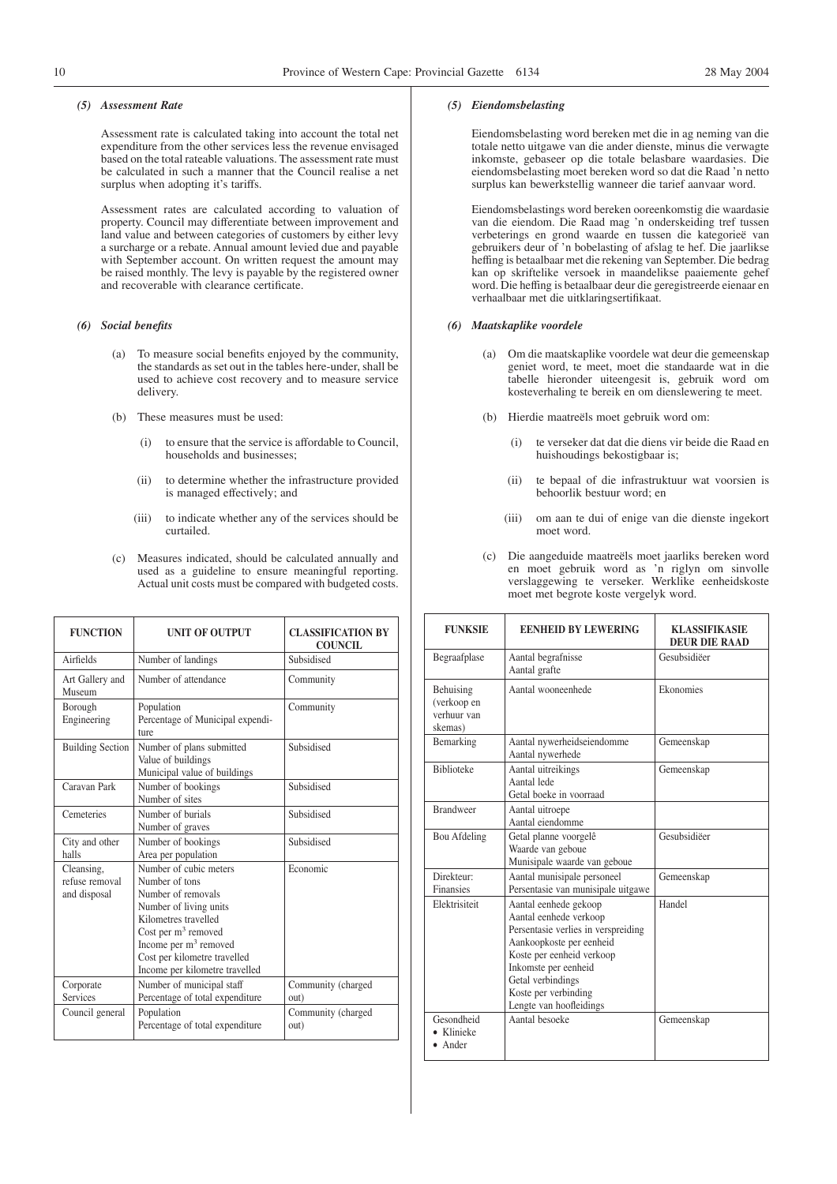### *(5) Assessment Rate*

Assessment rate is calculated taking into account the total net expenditure from the other services less the revenue envisaged based on the total rateable valuations. The assessment rate must be calculated in such a manner that the Council realise a net surplus when adopting it's tariffs.

Assessment rates are calculated according to valuation of property. Council may differentiate between improvement and land value and between categories of customers by either levy a surcharge or a rebate. Annual amount levied due and payable with September account. On written request the amount may be raised monthly. The levy is payable by the registered owner and recoverable with clearance certificate.

### *(6) Social benefits*

(a) To measure social benefits enjoyed by the community, the standards as set out in the tables here-under, shall be used to achieve cost recovery and to measure service delivery.

(b) These measures must be used:

(i) to ensure that the service is affordable to Council, households and businesses;

(ii) to determine whether the infrastructure provided is managed effectively; and

(iii) to indicate whether any of the services should be curtailed.

(c) Measures indicated, should be calculated annually and used as a guideline to ensure meaningful reporting. Actual unit costs must be compared with budgeted costs.

| FUNCTION | UNIT OF OUTPUT | CLASSIFICATION BY COUNCIL |
|---|---|---|
| Airfields | Number of landings | Subsidised |
| Art Gallery and Museum | Number of attendance | Community |
| Borough Engineering | Population<br>Percentage of Municipal expenditure | Community |
| Building Section | Number of plans submitted<br>Value of buildings<br>Municipal value of buildings | Subsidised |
| Caravan Park | Number of bookings<br>Number of sites | Subsidised |
| Cemeteries | Number of burials<br>Number of graves | Subsidised |
| City and other halls | Number of bookings<br>Area per population | Subsidised |
| Cleansing, refuse removal and disposal | Number of cubic meters<br>Number of tons<br>Number of removals<br>Number of living units<br>Kilometres travelled<br>Cost per $m^3$ removed<br>Income per $m^3$ removed<br>Cost per kilometre travelled<br>Income per kilometre travelled | Economic |
| Corporate Services | Number of municipal staff<br>Percentage of total expenditure | Community (charged out) |
| Council general | Population<br>Percentage of total expenditure | Community (charged out) |

### *(5) Eiendomsbelasting*

Eiendomsbelasting word bereken met die in ag neming van die totale netto uitgawe van die ander dienste, minus die verwagte inkomste, gebaseer op die totale belasbare waardasies. Die eiendomsbelasting moet bereken word so dat die Raad 'n netto surplus kan bewerkstellig wanneer die tarief aanvaar word.

Eiendomsbelastings word bereken ooreenkomstig die waardasie van die eiendom. Die Raad mag 'n onderskeiding tref tussen verbeterings en grond waarde en tussen die kategorieë van gebruikers deur of 'n bobelasting of afslag te hef. Die jaarlikse heffing is betaalbaar met die rekening van September. Die bedrag kan op skriftelike versoek in maandelikse paaiemente gehef word. Die heffing is betaalbaar deur die geregistreerde eienaar en verhaalbaar met die uitklaringsertifikaat.

### *(6) Maatskaplike voordele*

(a) Om die maatskaplike voordele wat deur die gemeenskap geniet word, te meet, moet die standaarde wat in die tabelle hieronder uiteengesit is, gebruik word om kosteverhaling te bereik en om dienslewering te meet.

(b) Hierdie maatreëls moet gebruik word om:

(i) te verseker dat dat die diens vir beide die Raad en huishoudings bekostigbaar is;

(ii) te bepaal of die infrastruktuur wat voorsien is behoorlik bestuur word; en

(iii) om aan te dui of enige van die dienste ingekort moet word.

(c) Die aangeduide maatreëls moet jaarliks bereken word en moet gebruik word as 'n riglyn om sinvolle verslaggewing te verseker. Werklike eenheidskoste moet met begrote koste vergelyk word.

| FUNKSIE | EENHEID BY LEWERING | KLASSIFIKASIE DEUR DIE RAAD |
|---|---|---|
| Begraafplase | Aantal begrafnisse<br>Aantal grafte | Gesubsidiëer |
| Behuising (verkoop en verhuur van skemas) | Aantal wooneenhede | Ekonomies |
| Bemarking | Aantal nywerheidseiendomme<br>Aantal nywerhede | Gemeenskap |
| Biblioteke | Aantal uitreikings<br>Aantal lede<br>Getal boeke in voorraad | Gemeenskap |
| Brandweer | Aantal uitroepe<br>Aantal eiendomme | |
| Bou Afdeling | Getal planne voorgelê<br>Waarde van geboue<br>Munisipale waarde van geboue | Gesubsidiëer |
| Direkteur: Finansies | Aantal munisipale personeel<br>Persentasie van munisipale uitgawe | Gemeenskap |
| Elektrisiteit | Aantal eenhede gekoop<br>Aantal eenhede verkoop<br>Persentasie verlies in verspreiding<br>Aankoopkoste per eenheid<br>Koste per eenheid verkoop<br>Inkomste per eenheid<br>Getal verbindings<br>Koste per verbinding<br>Lengte van hoofleidings | Handel |
| Gesondheid<br>• Klinieke<br>• Ander | Aantal besoeke | Gemeenskap |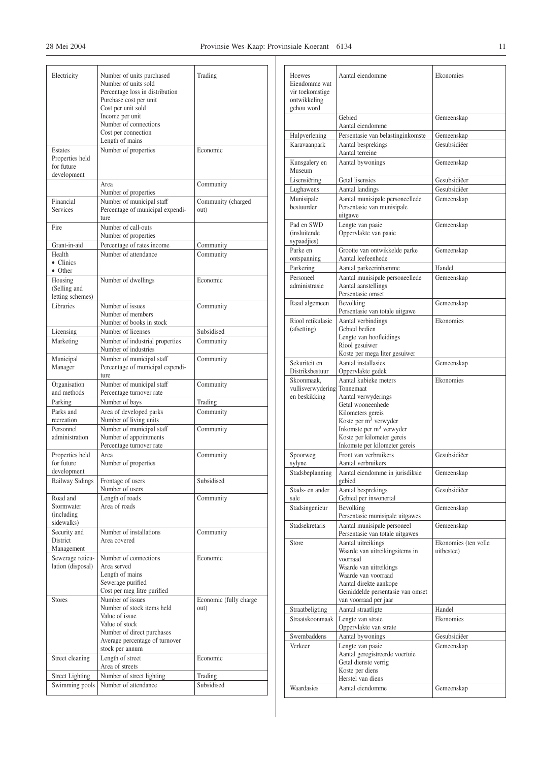| | | |
|---|---|---|
| Electricity | Number of units purchased<br>Number of units sold<br>Percentage loss in distribution<br>Purchase cost per unit<br>Cost per unit sold<br>Income per unit<br>Number of connections<br>Cost per connection<br>Length of mains | Trading |
| Estates<br>Properties held for future development | Number of properties | Economic |
| | Area<br>Number of properties | Community |
| Financial Services | Number of municipal staff<br>Percentage of municipal expenditure | Community (charged out) |
| Fire | Number of call-outs<br>Number of properties | |
| Grant-in-aid | Percentage of rates income | Community |
| Health<br>• Clinics<br>• Other | Number of attendance | Community |
| Housing (Selling and letting schemes) | Number of dwellings | Economic |
| Libraries | Number of issues<br>Number of members<br>Number of books in stock | Community |
| Licensing | Number of licenses | Subsidised |
| Marketing | Number of industrial properties<br>Number of industries | Community |
| Municipal Manager | Number of municipal staff<br>Percentage of municipal expenditure | Community |
| Organisation and methods | Number of municipal staff<br>Percentage turnover rate | Community |
| Parking | Number of bays | Trading |
| Parks and recreation | Area of developed parks<br>Number of living units | Community |
| Personnel administration | Number of municipal staff<br>Number of appointments<br>Percentage turnover rate | Community |
| Properties held for future development | Area<br>Number of properties | Community |
| Railway Sidings | Frontage of users<br>Number of users | Subsidised |
| Road and Stormwater (including sidewalks) | Length of roads<br>Area of roads | Community |
| Security and District Management | Number of installations<br>Area covered | Community |
| Sewerage reticulation (disposal) | Number of connections<br>Area served<br>Length of mains<br>Sewerage purified<br>Cost per meg litre purified | Economic |
| Stores | Number of issues<br>Number of stock items held<br>Value of issue<br>Value of stock<br>Number of direct purchases<br>Average percentage of turnover stock per annum | Economic (fully charge out) |
| Street cleaning | Length of street<br>Area of streets | Economic |
| Street Lighting | Number of street lighting | Trading |
| Swimming pools | Number of attendance | Subsidised |

| | | |
|---|---|---|
| Hoewes<br>Eiendomme wat vir toekomstige ontwikkeling gehou word | Aantal eiendomme | Ekonomies |
| | Gebied<br>Aantal eiendomme | Gemeenskap |
| Hulpverlening | Persentasie van belastinginkomste | Gemeenskap |
| Karavaanpark | Aantal besprekings<br>Aantal terreine | Gesubsidiëer |
| Kunsgalery en Museum | Aantal bywonings | Gemeenskap |
| Lisensiëring | Getal lisensies | Gesubsidiëer |
| Lughawens | Aantal landings | Gesubsidiëer |
| Munisipale bestuurder | Aantal munisipale personeellede<br>Persentasie van munisipale uitgawe | Gemeenskap |
| Pad en SWD (insluitende sypaadjies) | Lengte van paaie<br>Oppervlakte van paaie | Gemeenskap |
| Parke en ontspanning | Grootte van ontwikkelde parke<br>Aantal leefeenhede | Gemeenskap |
| Parkering | Aantal parkeerinhamme | Handel |
| Personeel administrasie | Aantal munisipale personeellede<br>Aantal aanstellings<br>Persentasie omset | Gemeenskap |
| Raad algemeen | Bevolking<br>Persentasie van totale uitgawe | Gemeenskap |
| Riool retikulasie (afsetting) | Aantal verbindings<br>Gebied bedien<br>Lengte van hoofleidings<br>Riool gesuiwer<br>Koste per mega liter gesuiwer | Ekonomies |
| Sekuriteit en Distriksbestuur | Aantal installasies<br>Oppervlakte gedek | Gemeenskap |
| Skoonmaak, vullisverwydering en beskikking | Aantal kubieke meters<br>Tonnemaat<br>Aantal verwyderings<br>Getal wooneenhede<br>Kilometers gereis<br>Koste per $m^3$ verwyder<br>Inkomste per $m^3$ verwyder<br>Koste per kilometer gereis<br>Inkomste per kilometer gereis | Ekonomies |
| Spoorweg sylyne | Front van verbruikers<br>Aantal verbruikers | Gesubsidiëer |
| Stadsbeplanning | Aantal eiendomme in jurisdiksie gebied | Gemeenskap |
| Stads- en ander sale | Aantal besprekings<br>Gebied per inwonertal | Gesubsidiëer |
| Stadsingenieur | Bevolking<br>Persentasie munisipale uitgawes | Gemeenskap |
| Stadsekretaris | Aantal munisipale personeel<br>Persentasie van totale uitgawes | Gemeenskap |
| Store | Aantal uitreikings<br>Waarde van uitreikingsitems in voorraad<br>Waarde van uitreikings<br>Waarde van voorraad<br>Aantal direkte aankope<br>Gemiddelde persentasie van omset van voorraad per jaar | Ekonomies (ten volle uitbestee) |
| Straatbeligting | Aantal straatligte | Handel |
| Straatskoonmaak | Lengte van strate<br>Oppervlakte van strate | Ekonomies |
| Swembaddens | Aantal bywonings | Gesubsidiëer |
| Verkeer | Lengte van paaie<br>Aantal geregistreerde voertuie<br>Getal dienste verrig<br>Koste per diens<br>Herstel van diens | Gemeenskap |
| Waardasies | Aantal eiendomme | Gemeenskap |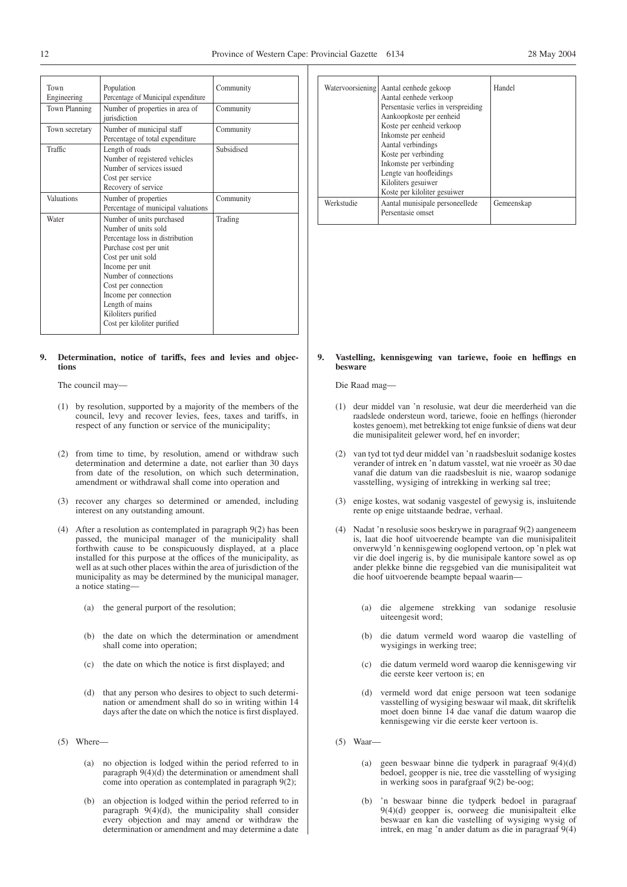| Town Engineering | Population<br>Percentage of Municipal expenditure | Community |
|---|---|---|
| Town Planning | Number of properties in area of jurisdiction | Community |
| Town secretary | Number of municipal staff<br>Percentage of total expenditure | Community |
| Traffic | Length of roads<br>Number of registered vehicles<br>Number of services issued<br>Cost per service<br>Recovery of service | Subsidised |
| Valuations | Number of properties<br>Percentage of municipal valuations | Community |
| Water | Number of units purchased<br>Number of units sold<br>Percentage loss in distribution<br>Purchase cost per unit<br>Cost per unit sold<br>Income per unit<br>Number of connections<br>Cost per connection<br>Income per connection<br>Length of mains<br>Kiloliters purified<br>Cost per kiloliter purified | Trading |

### 9. Determination, notice of tariffs, fees and levies and objections

The council may—

(1) by resolution, supported by a majority of the members of the council, levy and recover levies, fees, taxes and tariffs, in respect of any function or service of the municipality;

(2) from time to time, by resolution, amend or withdraw such determination and determine a date, not earlier than 30 days from date of the resolution, on which such determination, amendment or withdrawal shall come into operation and

(3) recover any charges so determined or amended, including interest on any outstanding amount.

(4) After a resolution as contemplated in paragraph 9(2) has been passed, the municipal manager of the municipality shall forthwith cause to be conspicuously displayed, at a place installed for this purpose at the offices of the municipality, as well as at such other places within the area of jurisdiction of the municipality as may be determined by the municipal manager, a notice stating—

(a) the general purport of the resolution;

(b) the date on which the determination or amendment shall come into operation;

(c) the date on which the notice is first displayed; and

(d) that any person who desires to object to such determination or amendment shall do so in writing within 14 days after the date on which the notice is first displayed.

(5) Where—

(a) no objection is lodged within the period referred to in paragraph 9(4)(d) the determination or amendment shall come into operation as contemplated in paragraph 9(2);

(b) an objection is lodged within the period referred to in paragraph 9(4)(d), the municipality shall consider every objection and may amend or withdraw the determination or amendment and may determine a date

| Watervoorsiening | Aantal eenhede gekoop<br>Aantal eenhede verkoop<br>Persentasie verlies in verspreiding<br>Aankoopkoste per eenheid<br>Koste per eenheid verkoop<br>Inkomste per eenheid<br>Aantal verbindings<br>Koste per verbinding<br>Inkomste per verbinding<br>Lengte van hoofleidings<br>Kiloliters gesuiwer<br>Koste per kiloliter gesuiwer | Handel |
|---|---|---|
| Werkstudie | Aantal munisipale personeellede<br>Persentasie omset | Gemeenskap |

### 9. Vastelling, kennisgewing van tariewe, fooie en heffings en besware

Die Raad mag—

(1) deur middel van 'n resolusie, wat deur die meerderheid van die raadslede ondersteun word, tariewe, fooie en heffings (hieronder kostes genoem), met betrekking tot enige funksie of diens wat deur die munisipaliteit gelewer word, hef en invorder;

(2) van tyd tot tyd deur middel van 'n raadsbesluit sodanige kostes verander of intrek en 'n datum vasstel, wat nie vroeër as 30 dae vanaf die datum van die raadsbesluit is nie, waarop sodanige vasstelling, wysiging of intrekking in werking sal tree;

(3) enige kostes, wat sodanig vasgestel of gewysig is, insluitende rente op enige uitstaande bedrae, verhaal.

(4) Nadat 'n resolusie soos beskrywe in paragraaf 9(2) aangeneem is, laat die hoof uitvoerende beampte van die munisipaliteit onverwyld 'n kennisgewing ooglopend vertoon, op 'n plek wat vir die doel ingerig is, by die munisipale kantore sowel as op ander plekke binne die regsgebied van die munisipaliteit wat die hoof uitvoerende beampte bepaal waarin—

(a) die algemene strekking van sodanige resolusie uiteengesit word;

(b) die datum vermeld word waarop die vastelling of wysigings in werking tree;

(c) die datum vermeld word waarop die kennisgewing vir die eerste keer vertoon is; en

(d) vermeld word dat enige persoon wat teen sodanige vasstelling of wysiging beswaar wil maak, dit skriftelik moet doen binne 14 dae vanaf die datum waarop die kennisgewing vir die eerste keer vertoon is.

(5) Waar—

(a) geen beswaar binne die tydperk in paragraaf 9(4)(d) bedoel, geopper is nie, tree die vasstelling of wysiging in werking soos in parafgraaf 9(2) be-oog;

(b) 'n beswaar binne die tydperk bedoel in paragraaf 9(4)(d) geopper is, oorweeg die munisipalteit elke beswaar en kan die vastelling of wysiging wysig of intrek, en mag 'n ander datum as die in paragraaf 9(4)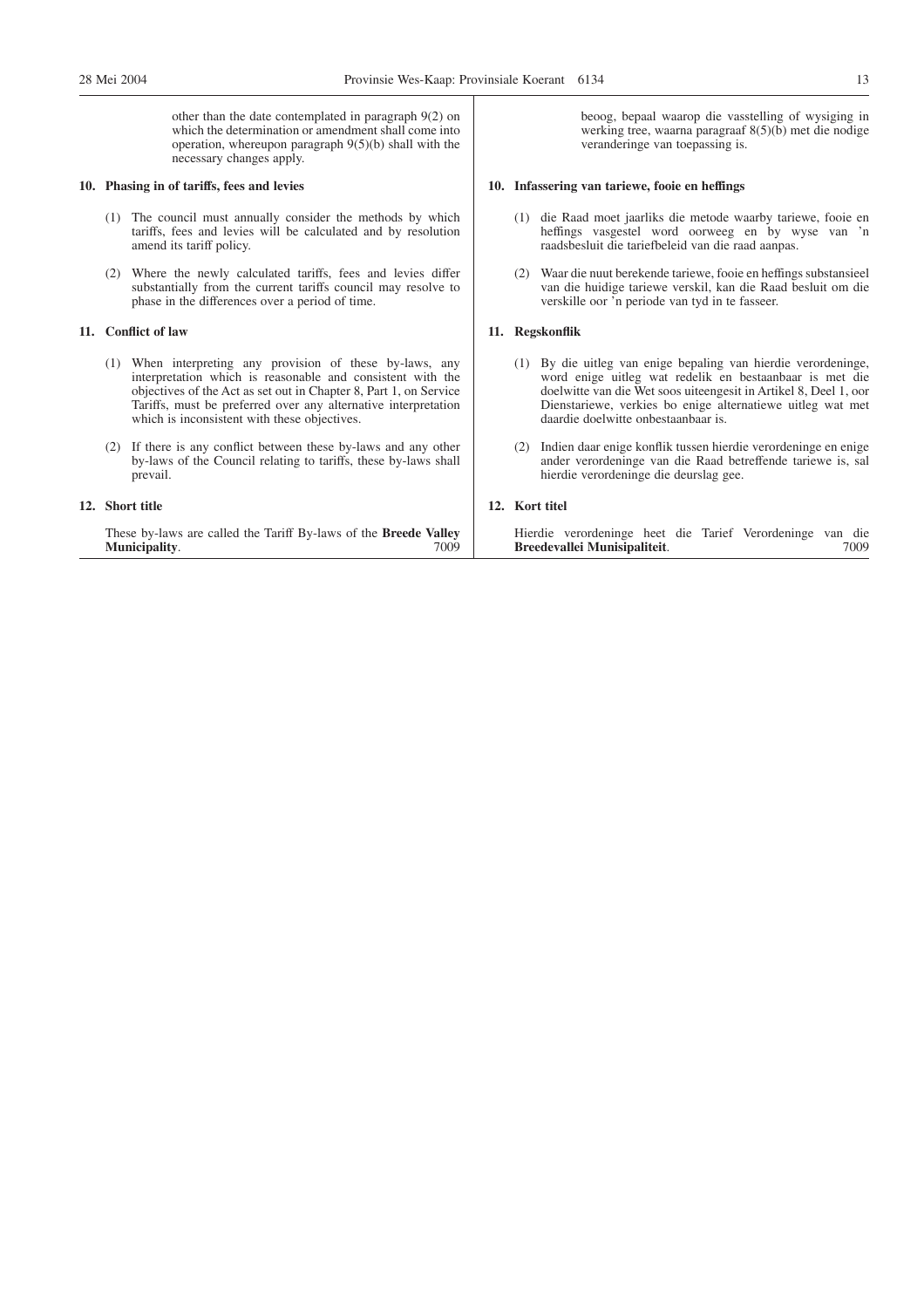other than the date contemplated in paragraph 9(2) on which the determination or amendment shall come into operation, whereupon paragraph 9(5)(b) shall with the necessary changes apply.

**10. Phasing in of tariffs, fees and levies**

(1) The council must annually consider the methods by which tariffs, fees and levies will be calculated and by resolution amend its tariff policy.

(2) Where the newly calculated tariffs, fees and levies differ substantially from the current tariffs council may resolve to phase in the differences over a period of time.

**11. Conflict of law**

(1) When interpreting any provision of these by-laws, any interpretation which is reasonable and consistent with the objectives of the Act as set out in Chapter 8, Part 1, on Service Tariffs, must be preferred over any alternative interpretation which is inconsistent with these objectives.

(2) If there is any conflict between these by-laws and any other by-laws of the Council relating to tariffs, these by-laws shall prevail.

**12. Short title**

These by-laws are called the Tariff By-laws of the **Breede Valley Municipality**. 7009

beoog, bepaal waarop die vasstelling of wysiging in werking tree, waarna paragraaf 8(5)(b) met die nodige veranderinge van toepassing is.

**10. Infassering van tariewe, fooie en heffings**

(1) die Raad moet jaarliks die metode waarby tariewe, fooie en heffings vasgestel word oorweeg en by wyse van 'n raadsbesluit die tariefbeleid van die raad aanpas.

(2) Waar die nuut berekende tariewe, fooie en heffings substansieel van die huidige tariewe verskil, kan die Raad besluit om die verskille oor 'n periode van tyd in te fasseer.

**11. Regskonflik**

(1) By die uitleg van enige bepaling van hierdie verordeninge, word enige uitleg wat redelik en bestaanbaar is met die doelwitte van die Wet soos uiteengesit in Artikel 8, Deel 1, oor Dienstariewe, verkies bo enige alternatiewe uitleg wat met daardie doelwitte onbestaanbaar is.

(2) Indien daar enige konflik tussen hierdie verordeninge en enige ander verordeninge van die Raad betreffende tariewe is, sal hierdie verordeninge die deurslag gee.

**12. Kort titel**

Hierdie verordeninge heet die Tarief Verordeninge van die **Breedevallei Munisipaliteit**. 7009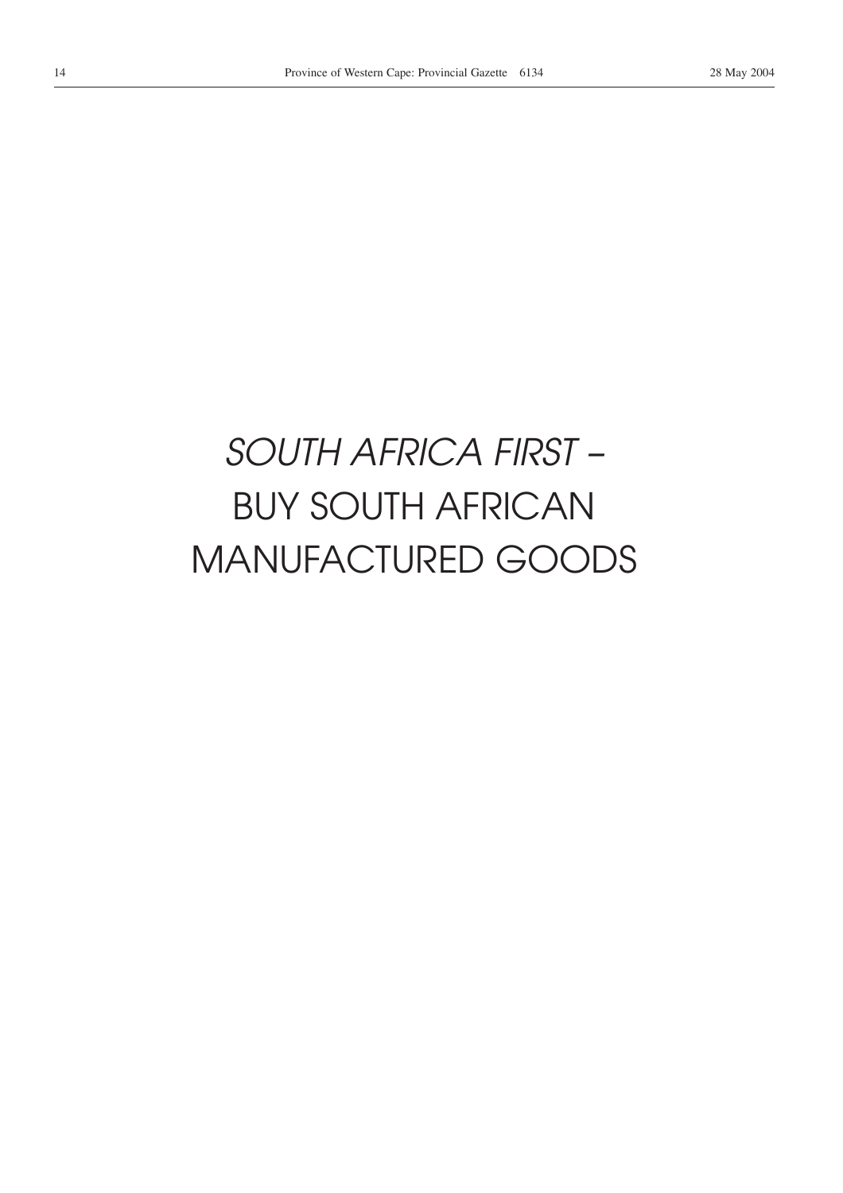*SOUTH AFRICA FIRST –*

BUY SOUTH AFRICAN

MANUFACTURED GOODS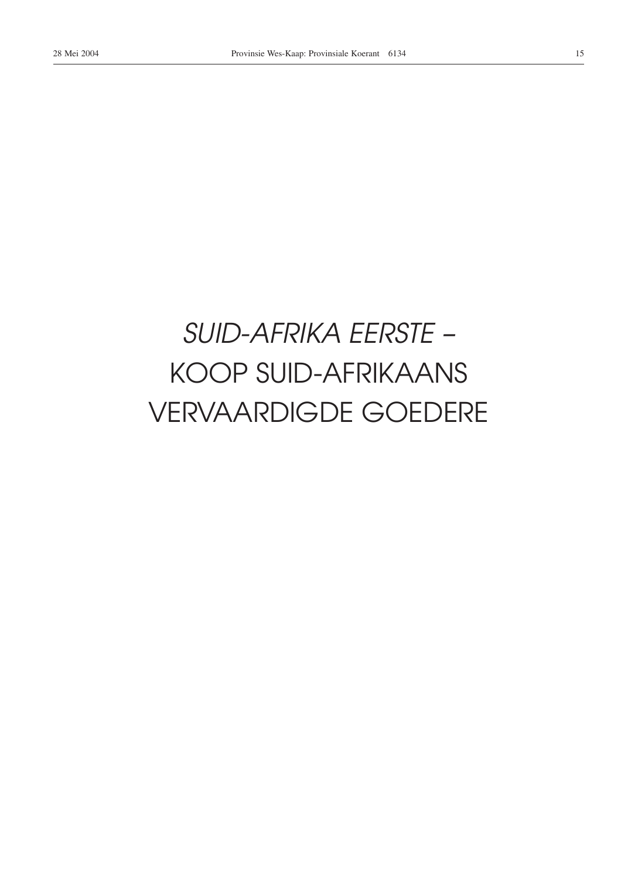*SUID-AFRIKA EERSTE –*

KOOP SUID-AFRIKAANS

VERVAARDIGDE GOEDERE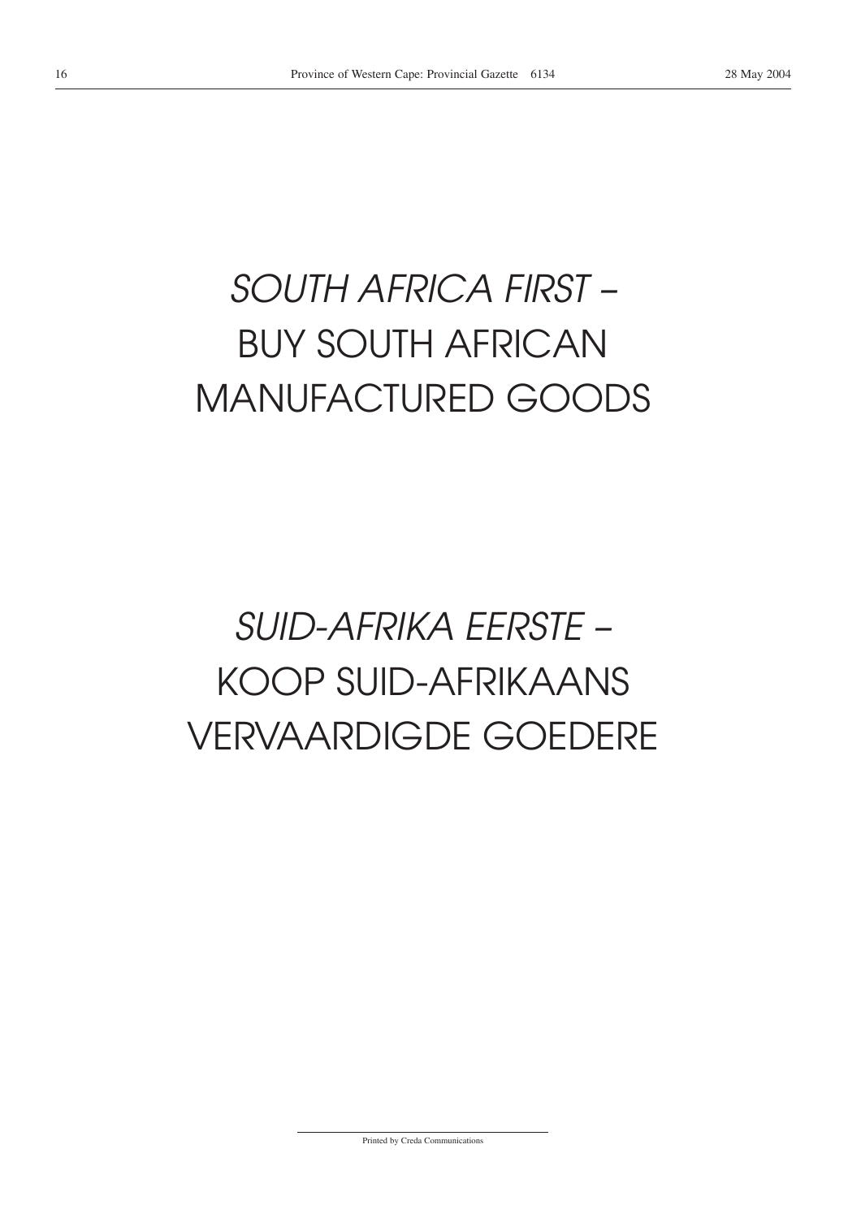*SOUTH AFRICA FIRST –*
BUY SOUTH AFRICAN
MANUFACTURED GOODS

*SUID-AFRIKA EERSTE –*
KOOP SUID-AFRIKAANS
VERVAARDIGDE GOEDERE

Printed by Creda Communications